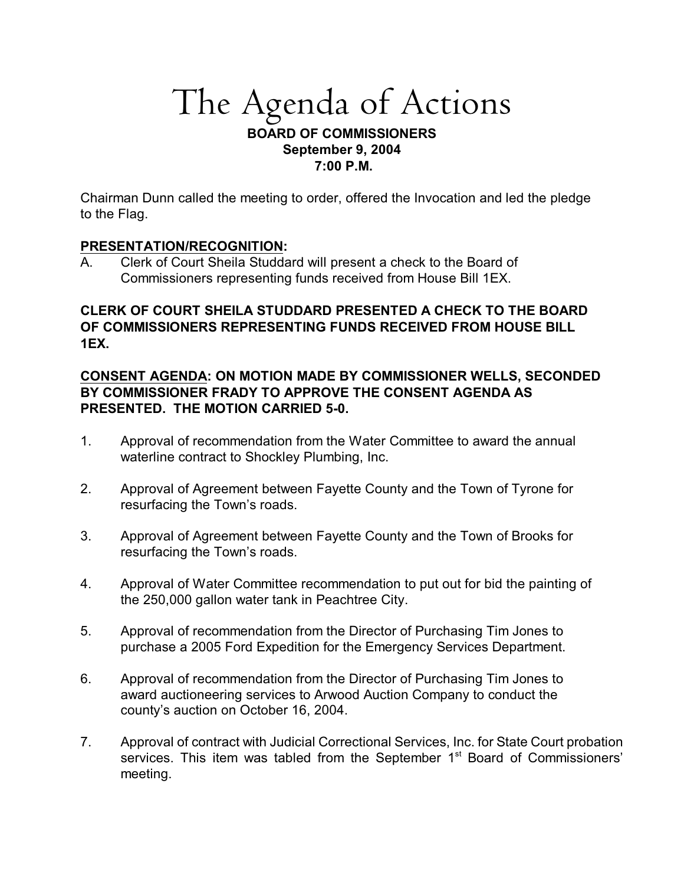# The Agenda of Actions

**BOARD OF COMMISSIONERS**
**September 9, 2004**
**7:00 P.M.**

Chairman Dunn called the meeting to order, offered the Invocation and led the pledge to the Flag.

**PRESENTATION/RECOGNITION:**

A. Clerk of Court Sheila Studdard will present a check to the Board of Commissioners representing funds received from House Bill 1EX.

**CLERK OF COURT SHEILA STUDDARD PRESENTED A CHECK TO THE BOARD OF COMMISSIONERS REPRESENTING FUNDS RECEIVED FROM HOUSE BILL 1EX.**

**CONSENT AGENDA: ON MOTION MADE BY COMMISSIONER WELLS, SECONDED BY COMMISSIONER FRADY TO APPROVE THE CONSENT AGENDA AS PRESENTED. THE MOTION CARRIED 5-0.**

1. Approval of recommendation from the Water Committee to award the annual waterline contract to Shockley Plumbing, Inc.

2. Approval of Agreement between Fayette County and the Town of Tyrone for resurfacing the Town's roads.

3. Approval of Agreement between Fayette County and the Town of Brooks for resurfacing the Town's roads.

4. Approval of Water Committee recommendation to put out for bid the painting of the 250,000 gallon water tank in Peachtree City.

5. Approval of recommendation from the Director of Purchasing Tim Jones to purchase a 2005 Ford Expedition for the Emergency Services Department.

6. Approval of recommendation from the Director of Purchasing Tim Jones to award auctioneering services to Arwood Auction Company to conduct the county's auction on October 16, 2004.

7. Approval of contract with Judicial Correctional Services, Inc. for State Court probation services. This item was tabled from the September 1st Board of Commissioners' meeting.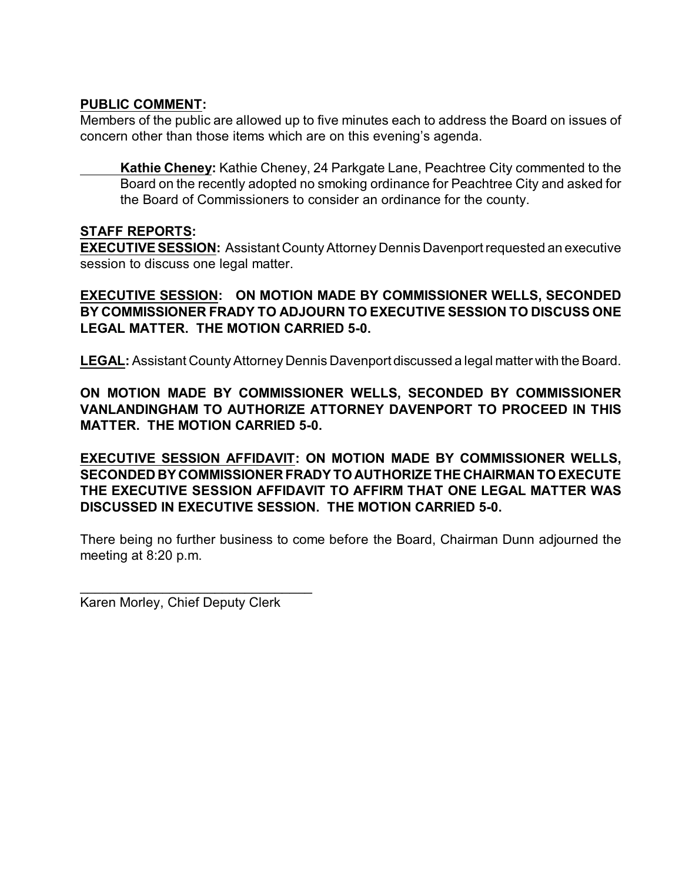**PUBLIC COMMENT:**

Members of the public are allowed up to five minutes each to address the Board on issues of concern other than those items which are on this evening's agenda.

**Kathie Cheney:** Kathie Cheney, 24 Parkgate Lane, Peachtree City commented to the Board on the recently adopted no smoking ordinance for Peachtree City and asked for the Board of Commissioners to consider an ordinance for the county.

**STAFF REPORTS:**

**EXECUTIVE SESSION:** Assistant County Attorney Dennis Davenport requested an executive session to discuss one legal matter.

**EXECUTIVE SESSION: ON MOTION MADE BY COMMISSIONER WELLS, SECONDED BY COMMISSIONER FRADY TO ADJOURN TO EXECUTIVE SESSION TO DISCUSS ONE LEGAL MATTER. THE MOTION CARRIED 5-0.**

**LEGAL:** Assistant County Attorney Dennis Davenport discussed a legal matter with the Board.

**ON MOTION MADE BY COMMISSIONER WELLS, SECONDED BY COMMISSIONER VANLANDINGHAM TO AUTHORIZE ATTORNEY DAVENPORT TO PROCEED IN THIS MATTER. THE MOTION CARRIED 5-0.**

**EXECUTIVE SESSION AFFIDAVIT: ON MOTION MADE BY COMMISSIONER WELLS, SECONDED BY COMMISSIONER FRADY TO AUTHORIZE THE CHAIRMAN TO EXECUTE THE EXECUTIVE SESSION AFFIDAVIT TO AFFIRM THAT ONE LEGAL MATTER WAS DISCUSSED IN EXECUTIVE SESSION. THE MOTION CARRIED 5-0.**

There being no further business to come before the Board, Chairman Dunn adjourned the meeting at 8:20 p.m.

_______________________________

Karen Morley, Chief Deputy Clerk